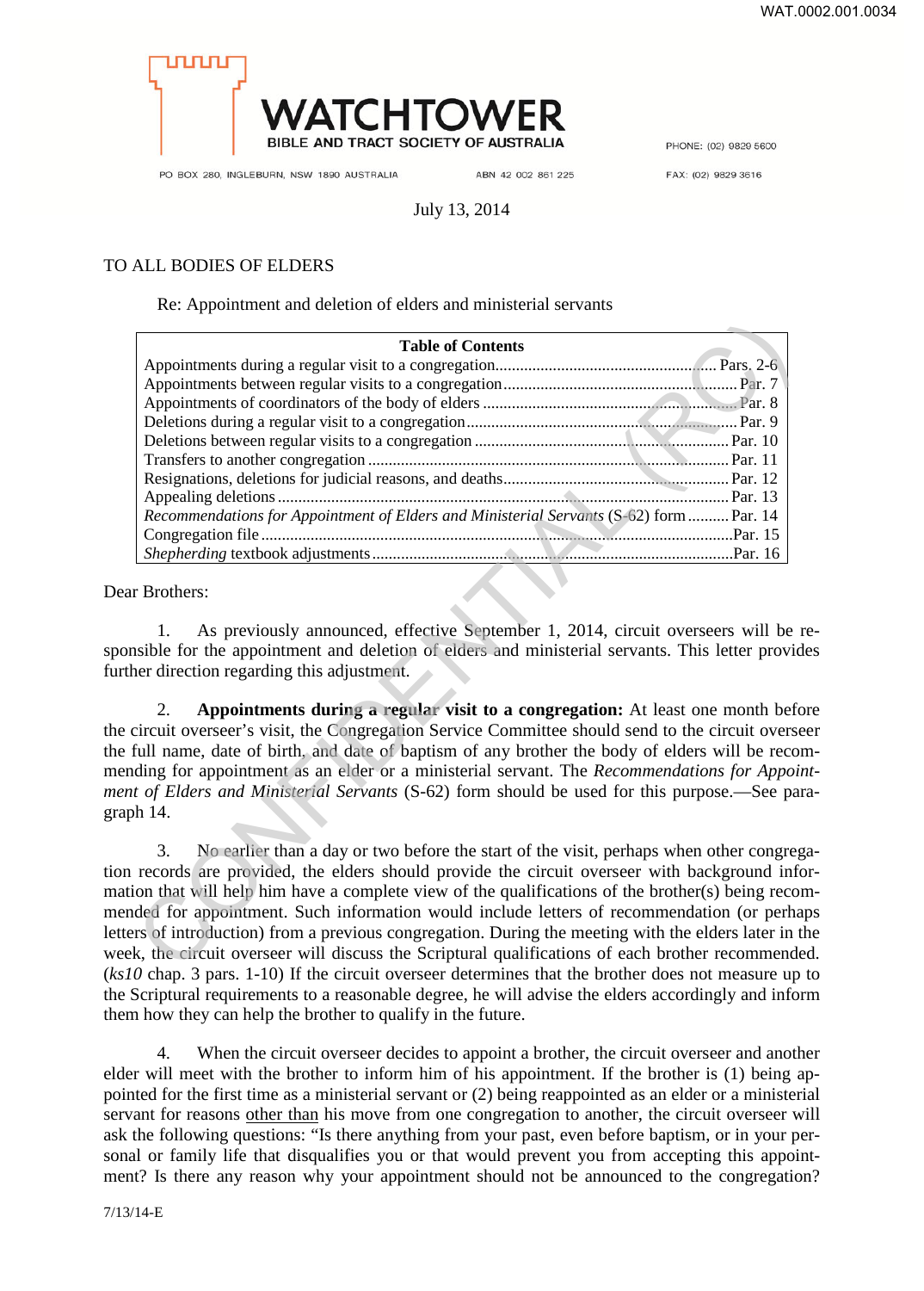WATCHTOWER
BIBLE AND TRACT SOCIETY OF AUSTRALIA

PO BOX 280, INGLEBURN, NSW 1890 AUSTRALIA    ABN 42 002 861 225    PHONE: (02) 9829 5600    FAX: (02) 9829 3616

July 13, 2014

TO ALL BODIES OF ELDERS

Re: Appointment and deletion of elders and ministerial servants

| Table of Contents | |
|---|---|
| Appointments during a regular visit to a congregation | Pars. 2-6 |
| Appointments between regular visits to a congregation | Par. 7 |
| Appointments of coordinators of the body of elders | Par. 8 |
| Deletions during a regular visit to a congregation | Par. 9 |
| Deletions between regular visits to a congregation | Par. 10 |
| Transfers to another congregation | Par. 11 |
| Resignations, deletions for judicial reasons, and deaths | Par. 12 |
| Appealing deletions | Par. 13 |
| *Recommendations for Appointment of Elders and Ministerial Servants* (S-62) form | Par. 14 |
| Congregation file | Par. 15 |
| *Shepherding* textbook adjustments | Par. 16 |

Dear Brothers:

1. As previously announced, effective September 1, 2014, circuit overseers will be responsible for the appointment and deletion of elders and ministerial servants. This letter provides further direction regarding this adjustment.

2. **Appointments during a regular visit to a congregation:** At least one month before the circuit overseer's visit, the Congregation Service Committee should send to the circuit overseer the full name, date of birth, and date of baptism of any brother the body of elders will be recommending for appointment as an elder or a ministerial servant. The *Recommendations for Appointment of Elders and Ministerial Servants* (S-62) form should be used for this purpose.—See paragraph 14.

3. No earlier than a day or two before the start of the visit, perhaps when other congregation records are provided, the elders should provide the circuit overseer with background information that will help him have a complete view of the qualifications of the brother(s) being recommended for appointment. Such information would include letters of recommendation (or perhaps letters of introduction) from a previous congregation. During the meeting with the elders later in the week, the circuit overseer will discuss the Scriptural qualifications of each brother recommended. (*ks10* chap. 3 pars. 1-10) If the circuit overseer determines that the brother does not measure up to the Scriptural requirements to a reasonable degree, he will advise the elders accordingly and inform them how they can help the brother to qualify in the future.

4. When the circuit overseer decides to appoint a brother, the circuit overseer and another elder will meet with the brother to inform him of his appointment. If the brother is (1) being appointed for the first time as a ministerial servant or (2) being reappointed as an elder or a ministerial servant for reasons <u>other than</u> his move from one congregation to another, the circuit overseer will ask the following questions: "Is there anything from your past, even before baptism, or in your personal or family life that disqualifies you or that would prevent you from accepting this appointment? Is there any reason why your appointment should not be announced to the congregation?

7/13/14-E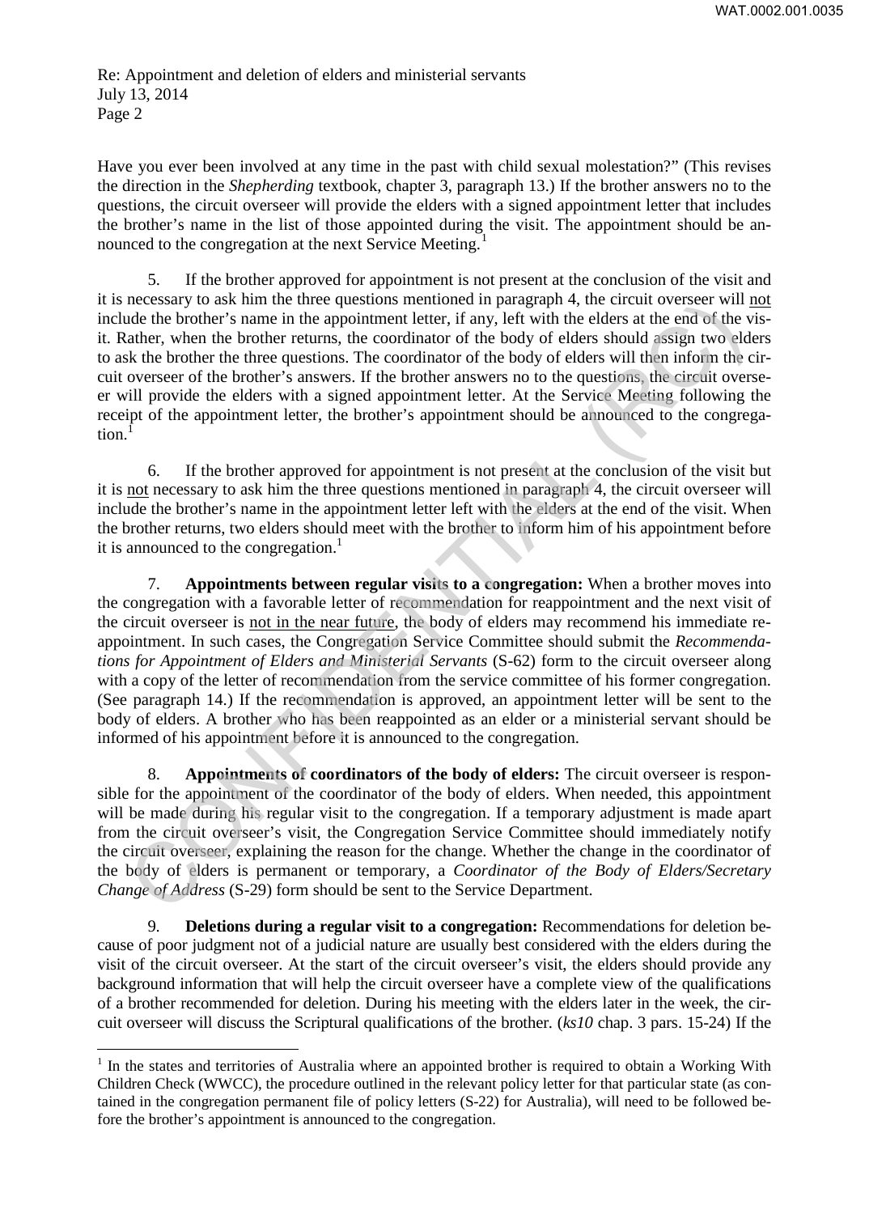Have you ever been involved at any time in the past with child sexual molestation?" (This revises the direction in the *Shepherding* textbook, chapter 3, paragraph 13.) If the brother answers no to the questions, the circuit overseer will provide the elders with a signed appointment letter that includes the brother's name in the list of those appointed during the visit. The appointment should be announced to the congregation at the next Service Meeting.[1]

5. If the brother approved for appointment is not present at the conclusion of the visit and it is necessary to ask him the three questions mentioned in paragraph 4, the circuit overseer will not include the brother's name in the appointment letter, if any, left with the elders at the end of the visit. Rather, when the brother returns, the coordinator of the body of elders should assign two elders to ask the brother the three questions. The coordinator of the body of elders will then inform the circuit overseer of the brother's answers. If the brother answers no to the questions, the circuit overseer will provide the elders with a signed appointment letter. At the Service Meeting following the receipt of the appointment letter, the brother's appointment should be announced to the congregation.[1]

6. If the brother approved for appointment is not present at the conclusion of the visit but it is not necessary to ask him the three questions mentioned in paragraph 4, the circuit overseer will include the brother's name in the appointment letter left with the elders at the end of the visit. When the brother returns, two elders should meet with the brother to inform him of his appointment before it is announced to the congregation.[1]

7. **Appointments between regular visits to a congregation:** When a brother moves into the congregation with a favorable letter of recommendation for reappointment and the next visit of the circuit overseer is not in the near future, the body of elders may recommend his immediate reappointment. In such cases, the Congregation Service Committee should submit the *Recommendations for Appointment of Elders and Ministerial Servants* (S-62) form to the circuit overseer along with a copy of the letter of recommendation from the service committee of his former congregation. (See paragraph 14.) If the recommendation is approved, an appointment letter will be sent to the body of elders. A brother who has been reappointed as an elder or a ministerial servant should be informed of his appointment before it is announced to the congregation.

8. **Appointments of coordinators of the body of elders:** The circuit overseer is responsible for the appointment of the coordinator of the body of elders. When needed, this appointment will be made during his regular visit to the congregation. If a temporary adjustment is made apart from the circuit overseer's visit, the Congregation Service Committee should immediately notify the circuit overseer, explaining the reason for the change. Whether the change in the coordinator of the body of elders is permanent or temporary, a *Coordinator of the Body of Elders/Secretary Change of Address* (S-29) form should be sent to the Service Department.

9. **Deletions during a regular visit to a congregation:** Recommendations for deletion because of poor judgment not of a judicial nature are usually best considered with the elders during the visit of the circuit overseer. At the start of the circuit overseer's visit, the elders should provide any background information that will help the circuit overseer have a complete view of the qualifications of a brother recommended for deletion. During his meeting with the elders later in the week, the circuit overseer will discuss the Scriptural qualifications of the brother. (*ks10* chap. 3 pars. 15-24) If the

---

[1] In the states and territories of Australia where an appointed brother is required to obtain a Working With Children Check (WWCC), the procedure outlined in the relevant policy letter for that particular state (as contained in the congregation permanent file of policy letters (S-22) for Australia), will need to be followed before the brother's appointment is announced to the congregation.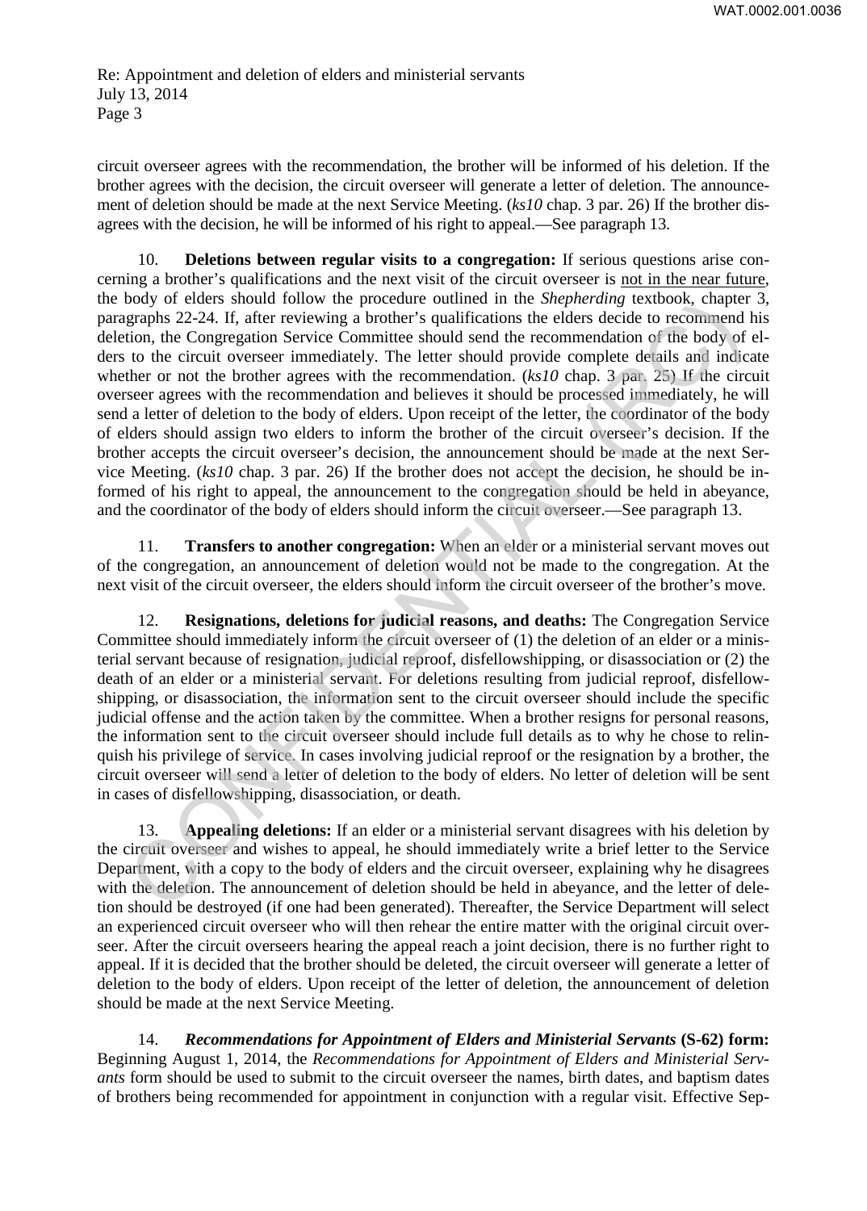circuit overseer agrees with the recommendation, the brother will be informed of his deletion. If the brother agrees with the decision, the circuit overseer will generate a letter of deletion. The announcement of deletion should be made at the next Service Meeting. (*ks10* chap. 3 par. 26) If the brother disagrees with the decision, he will be informed of his right to appeal.—See paragraph 13.

10. **Deletions between regular visits to a congregation:** If serious questions arise concerning a brother's qualifications and the next visit of the circuit overseer is not in the near future, the body of elders should follow the procedure outlined in the *Shepherding* textbook, chapter 3, paragraphs 22-24. If, after reviewing a brother's qualifications the elders decide to recommend his deletion, the Congregation Service Committee should send the recommendation of the body of elders to the circuit overseer immediately. The letter should provide complete details and indicate whether or not the brother agrees with the recommendation. (*ks10* chap. 3 par. 25) If the circuit overseer agrees with the recommendation and believes it should be processed immediately, he will send a letter of deletion to the body of elders. Upon receipt of the letter, the coordinator of the body of elders should assign two elders to inform the brother of the circuit overseer's decision. If the brother accepts the circuit overseer's decision, the announcement should be made at the next Service Meeting. (*ks10* chap. 3 par. 26) If the brother does not accept the decision, he should be informed of his right to appeal, the announcement to the congregation should be held in abeyance, and the coordinator of the body of elders should inform the circuit overseer.—See paragraph 13.

11. **Transfers to another congregation:** When an elder or a ministerial servant moves out of the congregation, an announcement of deletion would not be made to the congregation. At the next visit of the circuit overseer, the elders should inform the circuit overseer of the brother's move.

12. **Resignations, deletions for judicial reasons, and deaths:** The Congregation Service Committee should immediately inform the circuit overseer of (1) the deletion of an elder or a ministerial servant because of resignation, judicial reproof, disfellowshipping, or disassociation or (2) the death of an elder or a ministerial servant. For deletions resulting from judicial reproof, disfellowshipping, or disassociation, the information sent to the circuit overseer should include the specific judicial offense and the action taken by the committee. When a brother resigns for personal reasons, the information sent to the circuit overseer should include full details as to why he chose to relinquish his privilege of service. In cases involving judicial reproof or the resignation by a brother, the circuit overseer will send a letter of deletion to the body of elders. No letter of deletion will be sent in cases of disfellowshipping, disassociation, or death.

13. **Appealing deletions:** If an elder or a ministerial servant disagrees with his deletion by the circuit overseer and wishes to appeal, he should immediately write a brief letter to the Service Department, with a copy to the body of elders and the circuit overseer, explaining why he disagrees with the deletion. The announcement of deletion should be held in abeyance, and the letter of deletion should be destroyed (if one had been generated). Thereafter, the Service Department will select an experienced circuit overseer who will then rehear the entire matter with the original circuit overseer. After the circuit overseers hearing the appeal reach a joint decision, there is no further right to appeal. If it is decided that the brother should be deleted, the circuit overseer will generate a letter of deletion to the body of elders. Upon receipt of the letter of deletion, the announcement of deletion should be made at the next Service Meeting.

14. ***Recommendations for Appointment of Elders and Ministerial Servants* (S-62) form:** Beginning August 1, 2014, the *Recommendations for Appointment of Elders and Ministerial Servants* form should be used to submit to the circuit overseer the names, birth dates, and baptism dates of brothers being recommended for appointment in conjunction with a regular visit. Effective Sep-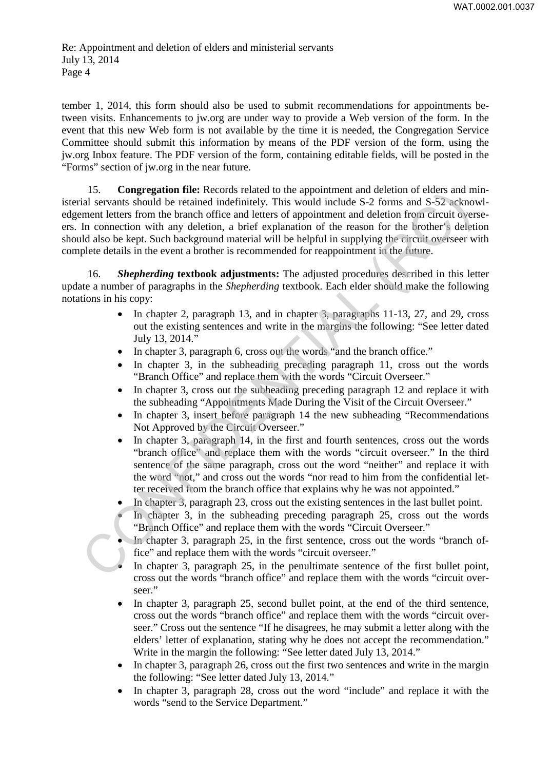tember 1, 2014, this form should also be used to submit recommendations for appointments between visits. Enhancements to jw.org are under way to provide a Web version of the form. In the event that this new Web form is not available by the time it is needed, the Congregation Service Committee should submit this information by means of the PDF version of the form, using the jw.org Inbox feature. The PDF version of the form, containing editable fields, will be posted in the "Forms" section of jw.org in the near future.

15. **Congregation file:** Records related to the appointment and deletion of elders and ministerial servants should be retained indefinitely. This would include S-2 forms and S-52 acknowledgement letters from the branch office and letters of appointment and deletion from circuit overseers. In connection with any deletion, a brief explanation of the reason for the brother's deletion should also be kept. Such background material will be helpful in supplying the circuit overseer with complete details in the event a brother is recommended for reappointment in the future.

16. ***Shepherding* textbook adjustments:** The adjusted procedures described in this letter update a number of paragraphs in the *Shepherding* textbook. Each elder should make the following notations in his copy:

- In chapter 2, paragraph 13, and in chapter 3, paragraphs 11-13, 27, and 29, cross out the existing sentences and write in the margins the following: "See letter dated July 13, 2014."
- In chapter 3, paragraph 6, cross out the words "and the branch office."
- In chapter 3, in the subheading preceding paragraph 11, cross out the words "Branch Office" and replace them with the words "Circuit Overseer."
- In chapter 3, cross out the subheading preceding paragraph 12 and replace it with the subheading "Appointments Made During the Visit of the Circuit Overseer."
- In chapter 3, insert before paragraph 14 the new subheading "Recommendations Not Approved by the Circuit Overseer."
- In chapter 3, paragraph 14, in the first and fourth sentences, cross out the words "branch office" and replace them with the words "circuit overseer." In the third sentence of the same paragraph, cross out the word "neither" and replace it with the word "not," and cross out the words "nor read to him from the confidential letter received from the branch office that explains why he was not appointed."
- In chapter 3, paragraph 23, cross out the existing sentences in the last bullet point.
- In chapter 3, in the subheading preceding paragraph 25, cross out the words "Branch Office" and replace them with the words "Circuit Overseer."
- In chapter 3, paragraph 25, in the first sentence, cross out the words "branch office" and replace them with the words "circuit overseer."
- In chapter 3, paragraph 25, in the penultimate sentence of the first bullet point, cross out the words "branch office" and replace them with the words "circuit overseer."
- In chapter 3, paragraph 25, second bullet point, at the end of the third sentence, cross out the words "branch office" and replace them with the words "circuit overseer." Cross out the sentence "If he disagrees, he may submit a letter along with the elders' letter of explanation, stating why he does not accept the recommendation." Write in the margin the following: "See letter dated July 13, 2014."
- In chapter 3, paragraph 26, cross out the first two sentences and write in the margin the following: "See letter dated July 13, 2014."
- In chapter 3, paragraph 28, cross out the word "include" and replace it with the words "send to the Service Department."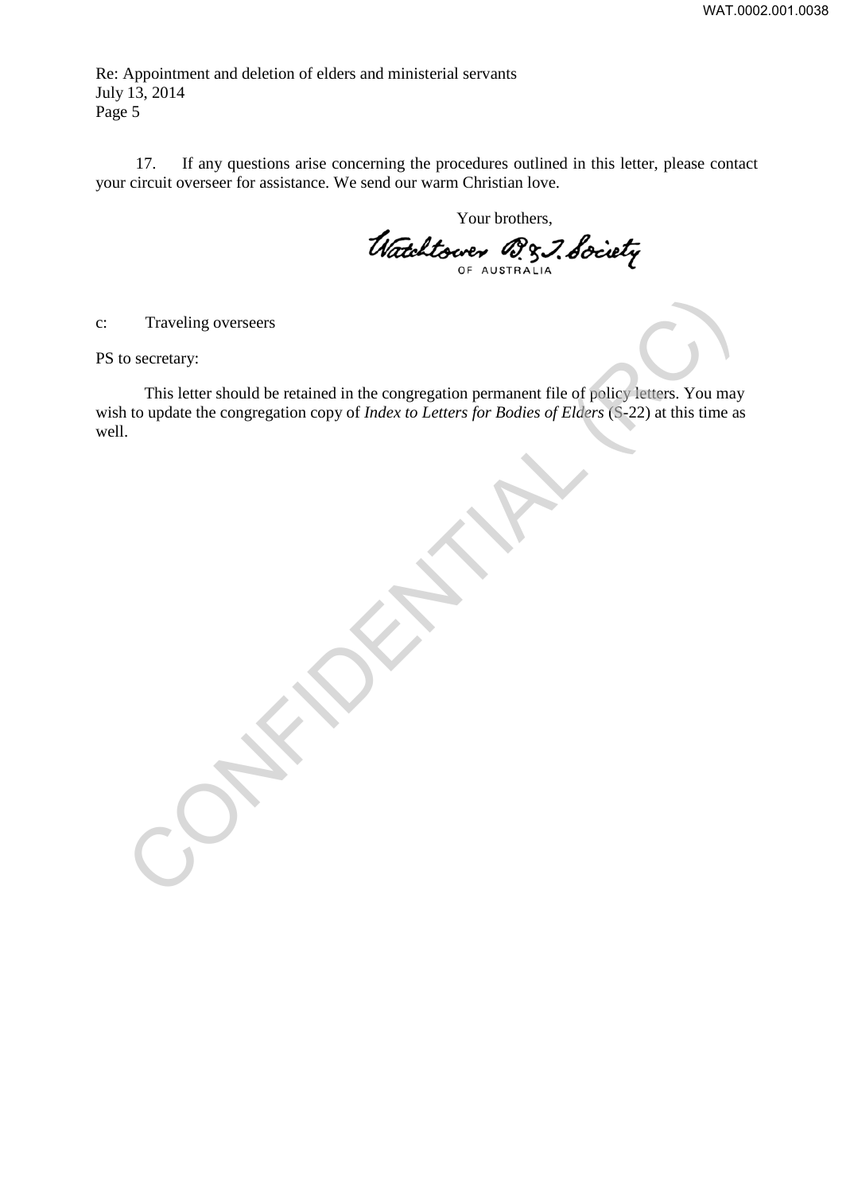Re: Appointment and deletion of elders and ministerial servants
July 13, 2014
Page 5

17. If any questions arise concerning the procedures outlined in this letter, please contact your circuit overseer for assistance. We send our warm Christian love.

Your brothers,

Watchtower B. & T. Society
OF AUSTRALIA

c: Traveling overseers

PS to secretary:

This letter should be retained in the congregation permanent file of policy letters. You may wish to update the congregation copy of *Index to Letters for Bodies of Elders* (S-22) at this time as well.